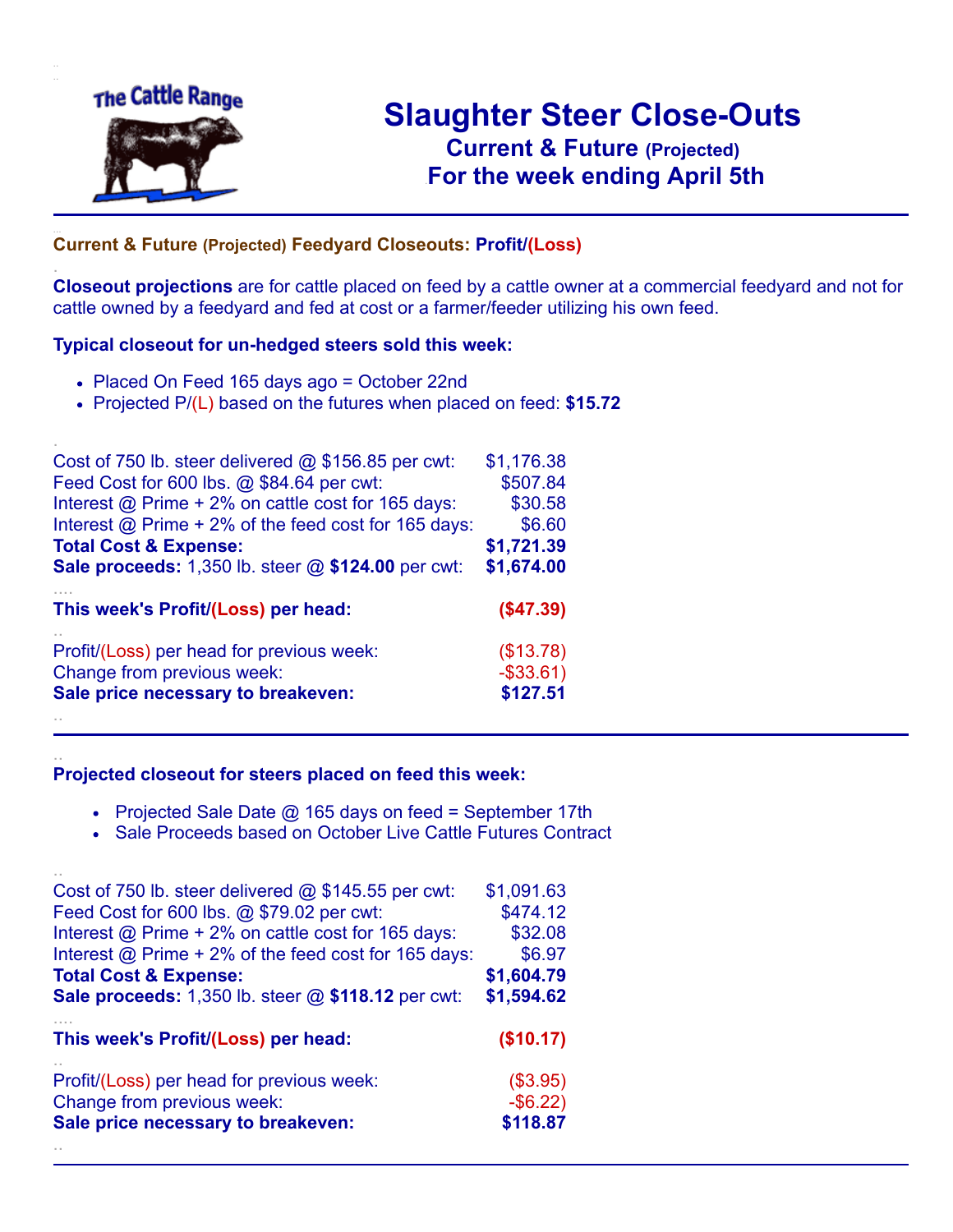The Cattle Range

# Slaughter Steer Close-Outs

## Current & Future (Projected)

## For the week ending April 5th

---

**Current & Future (Projected) Feedyard Closeouts: Profit/(Loss)**

**Closeout projections** are for cattle placed on feed by a cattle owner at a commercial feedyard and not for cattle owned by a feedyard and fed at cost or a farmer/feeder utilizing his own feed.

**Typical closeout for un-hedged steers sold this week:**

- Placed On Feed 165 days ago = October 22nd
- Projected P/(L) based on the futures when placed on feed: **$15.72**

| | |
|---|---|
| Cost of 750 lb. steer delivered @ $156.85 per cwt: | $1,176.38 |
| Feed Cost for 600 lbs. @ $84.64 per cwt: | $507.84 |
| Interest @ Prime + 2% on cattle cost for 165 days: | $30.58 |
| Interest @ Prime + 2% of the feed cost for 165 days: | $6.60 |
| **Total Cost & Expense:** | **$1,721.39** |
| **Sale proceeds:** 1,350 lb. steer @ **$124.00** per cwt: | **$1,674.00** |
| **This week's Profit/(Loss) per head:** | **($47.39)** |
| Profit/(Loss) per head for previous week: | ($13.78) |
| Change from previous week: | -$33.61) |
| **Sale price necessary to breakeven:** | **$127.51** |

---

**Projected closeout for steers placed on feed this week:**

- Projected Sale Date @ 165 days on feed = September 17th
- Sale Proceeds based on October Live Cattle Futures Contract

| | |
|---|---|
| Cost of 750 lb. steer delivered @ $145.55 per cwt: | $1,091.63 |
| Feed Cost for 600 lbs. @ $79.02 per cwt: | $474.12 |
| Interest @ Prime + 2% on cattle cost for 165 days: | $32.08 |
| Interest @ Prime + 2% of the feed cost for 165 days: | $6.97 |
| **Total Cost & Expense:** | **$1,604.79** |
| **Sale proceeds:** 1,350 lb. steer @ **$118.12** per cwt: | **$1,594.62** |
| **This week's Profit/(Loss) per head:** | **($10.17)** |
| Profit/(Loss) per head for previous week: | ($3.95) |
| Change from previous week: | -$6.22) |
| **Sale price necessary to breakeven:** | **$118.87** |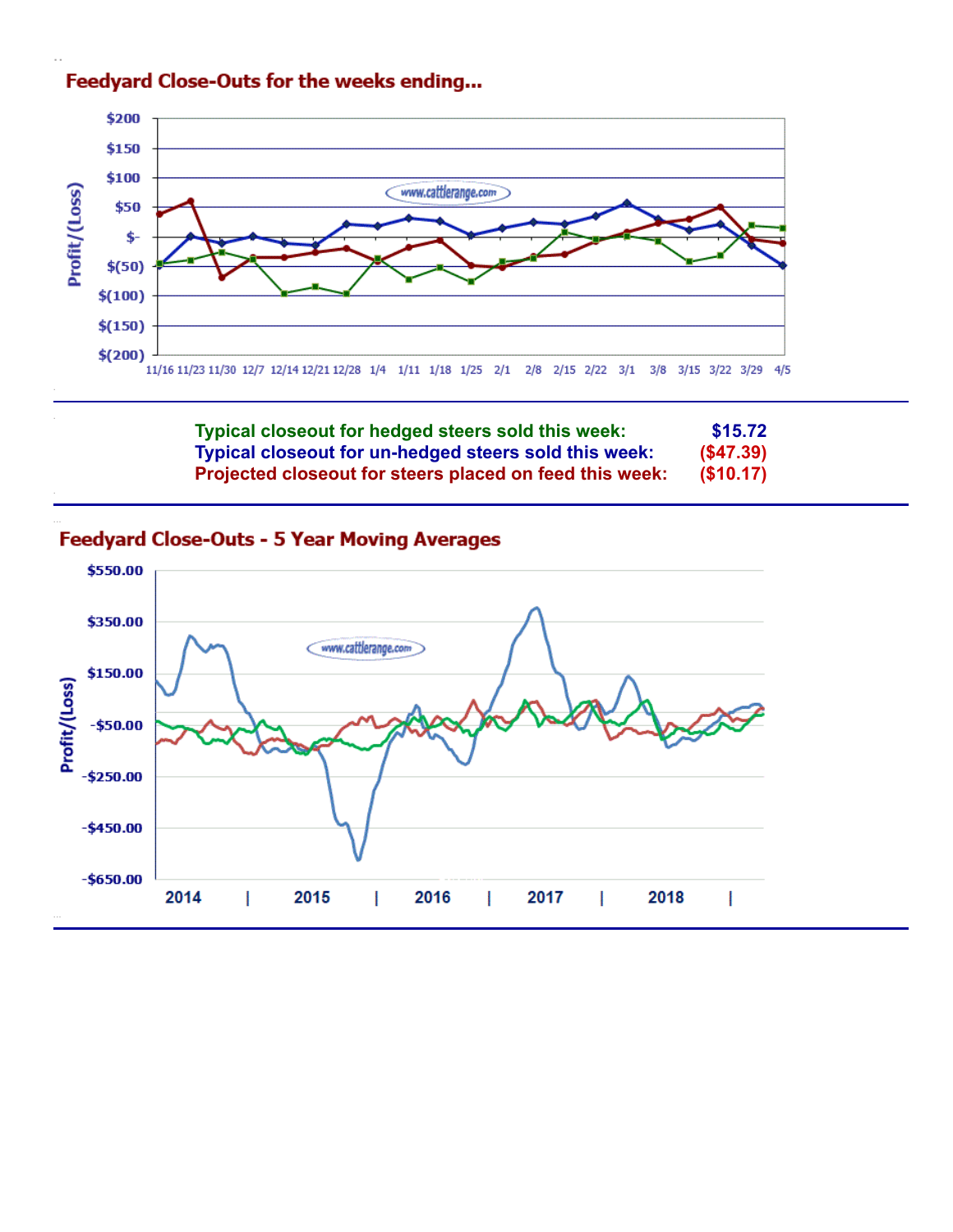## Feedyard Close-Outs for the weeks ending...

$200
$150
$100
$50
$-
$(50)
$(100)
$(150)
$(200)

Profit/(Loss)

www.cattlerange.com

11/16 11/23 11/30 12/7 12/14 12/21 12/28 1/4 1/11 1/18 1/25 2/1 2/8 2/15 2/22 3/1 3/8 3/15 3/22 3/29 4/5

| | |
|---|---|
| Typical closeout for hedged steers sold this week: | $15.72 |
| Typical closeout for un-hedged steers sold this week: | ($47.39) |
| Projected closeout for steers placed on feed this week: | ($10.17) |

## Feedyard Close-Outs - 5 Year Moving Averages

$550.00
$350.00
$150.00
-$50.00
-$250.00
-$450.00
-$650.00

Profit/(Loss)

www.cattlerange.com

2014 | 2015 | 2016 | 2017 | 2018 |